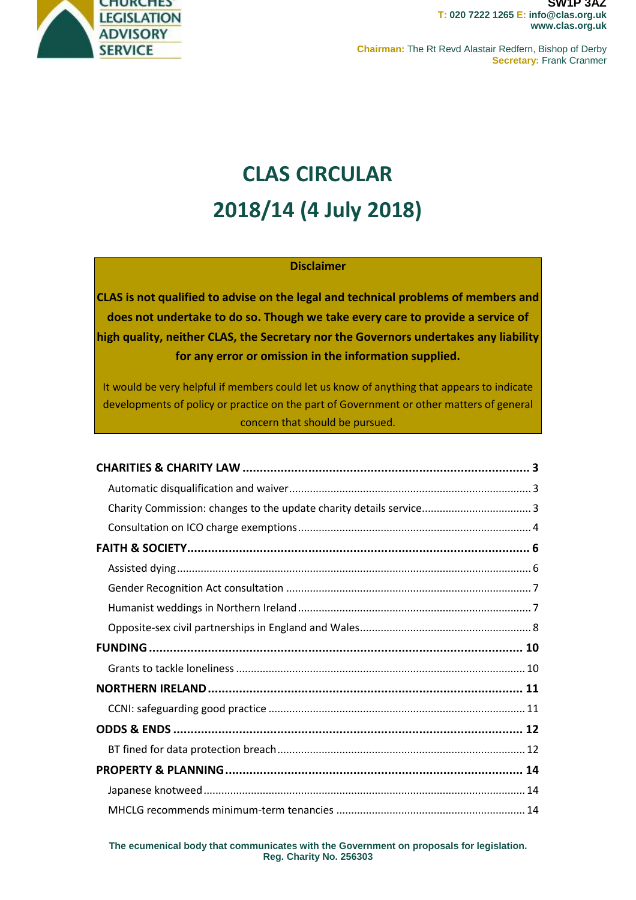CHURCHES LEGISLATION ADVISORY SERVICE

SW1P 3AZ
**T:** 020 7222 1265 **E:** info@clas.org.uk
www.clas.org.uk

**Chairman:** The Rt Revd Alastair Redfern, Bishop of Derby
**Secretary:** Frank Cranmer

# CLAS CIRCULAR
# 2018/14 (4 July 2018)

**Disclaimer**

**CLAS is not qualified to advise on the legal and technical problems of members and does not undertake to do so. Though we take every care to provide a service of high quality, neither CLAS, the Secretary nor the Governors undertakes any liability for any error or omission in the information supplied.**

It would be very helpful if members could let us know of anything that appears to indicate developments of policy or practice on the part of Government or other matters of general concern that should be pursued.

**CHARITIES & CHARITY LAW** .......... 3
- Automatic disqualification and waiver .......... 3
- Charity Commission: changes to the update charity details service .......... 3
- Consultation on ICO charge exemptions .......... 4

**FAITH & SOCIETY** .......... 6
- Assisted dying .......... 6
- Gender Recognition Act consultation .......... 7
- Humanist weddings in Northern Ireland .......... 7
- Opposite-sex civil partnerships in England and Wales .......... 8

**FUNDING** .......... 10
- Grants to tackle loneliness .......... 10

**NORTHERN IRELAND** .......... 11
- CCNI: safeguarding good practice .......... 11

**ODDS & ENDS** .......... 12
- BT fined for data protection breach .......... 12

**PROPERTY & PLANNING** .......... 14
- Japanese knotweed .......... 14
- MHCLG recommends minimum-term tenancies .......... 14

**The ecumenical body that communicates with the Government on proposals for legislation.**
**Reg. Charity No. 256303**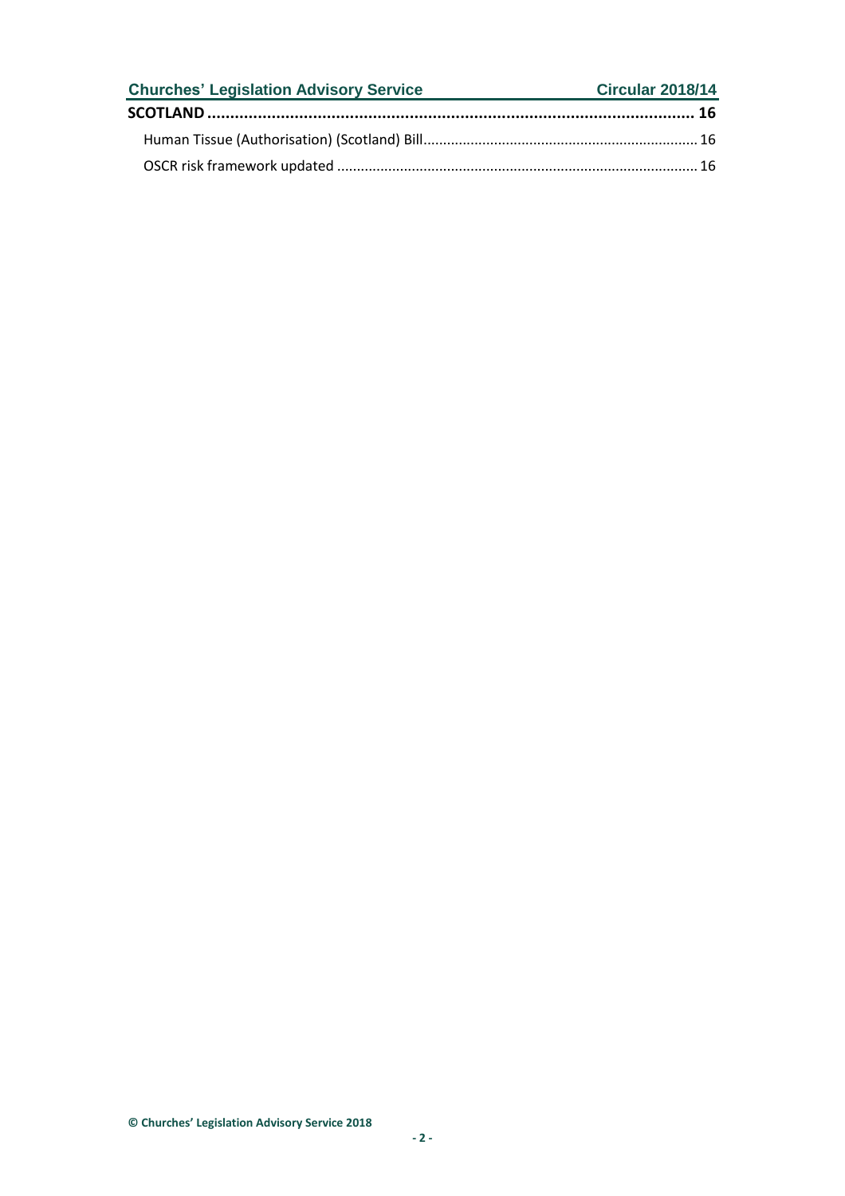**SCOTLAND** .......................................................................................................... **16**

Human Tissue (Authorisation) (Scotland) Bill..................................................................... 16

OSCR risk framework updated .......................................................................................... 16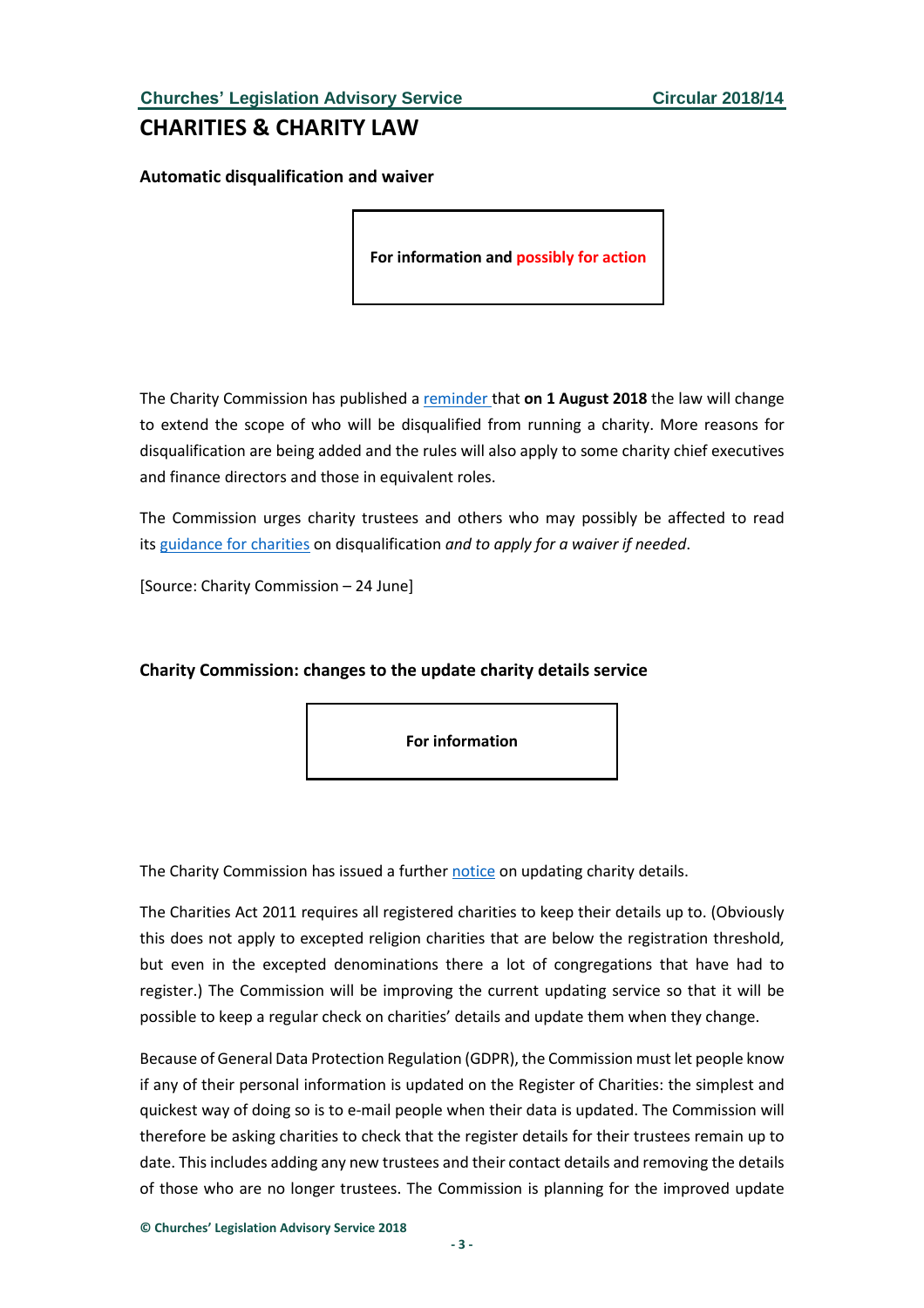# CHARITIES & CHARITY LAW

### Automatic disqualification and waiver

**For information and possibly for action**

The Charity Commission has published a reminder that **on 1 August 2018** the law will change to extend the scope of who will be disqualified from running a charity. More reasons for disqualification are being added and the rules will also apply to some charity chief executives and finance directors and those in equivalent roles.

The Commission urges charity trustees and others who may possibly be affected to read its guidance for charities on disqualification *and to apply for a waiver if needed*.

[Source: Charity Commission – 24 June]

### Charity Commission: changes to the update charity details service

**For information**

The Charity Commission has issued a further notice on updating charity details.

The Charities Act 2011 requires all registered charities to keep their details up to. (Obviously this does not apply to excepted religion charities that are below the registration threshold, but even in the excepted denominations there a lot of congregations that have had to register.) The Commission will be improving the current updating service so that it will be possible to keep a regular check on charities' details and update them when they change.

Because of General Data Protection Regulation (GDPR), the Commission must let people know if any of their personal information is updated on the Register of Charities: the simplest and quickest way of doing so is to e-mail people when their data is updated. The Commission will therefore be asking charities to check that the register details for their trustees remain up to date. This includes adding any new trustees and their contact details and removing the details of those who are no longer trustees. The Commission is planning for the improved update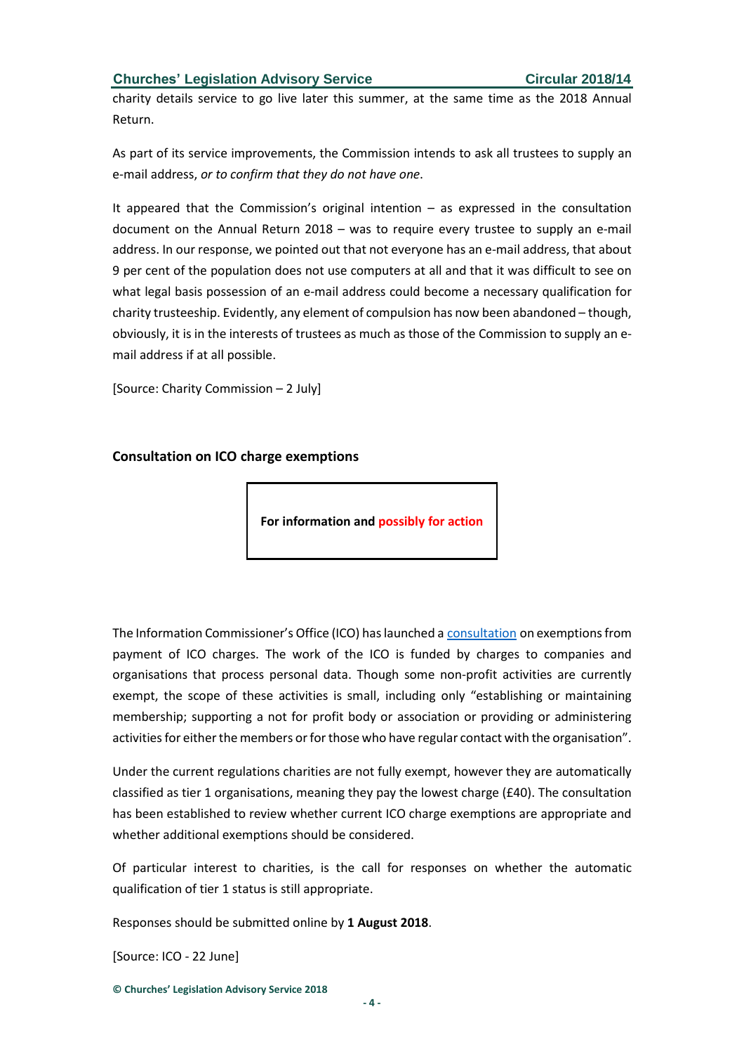charity details service to go live later this summer, at the same time as the 2018 Annual Return.

As part of its service improvements, the Commission intends to ask all trustees to supply an e-mail address, *or to confirm that they do not have one*.

It appeared that the Commission's original intention – as expressed in the consultation document on the Annual Return 2018 – was to require every trustee to supply an e-mail address. In our response, we pointed out that not everyone has an e-mail address, that about 9 per cent of the population does not use computers at all and that it was difficult to see on what legal basis possession of an e-mail address could become a necessary qualification for charity trusteeship. Evidently, any element of compulsion has now been abandoned – though, obviously, it is in the interests of trustees as much as those of the Commission to supply an e-mail address if at all possible.

[Source: Charity Commission – 2 July]

## Consultation on ICO charge exemptions

**For information and possibly for action**

The Information Commissioner's Office (ICO) has launched a consultation on exemptions from payment of ICO charges. The work of the ICO is funded by charges to companies and organisations that process personal data. Though some non-profit activities are currently exempt, the scope of these activities is small, including only "establishing or maintaining membership; supporting a not for profit body or association or providing or administering activities for either the members or for those who have regular contact with the organisation".

Under the current regulations charities are not fully exempt, however they are automatically classified as tier 1 organisations, meaning they pay the lowest charge (£40). The consultation has been established to review whether current ICO charge exemptions are appropriate and whether additional exemptions should be considered.

Of particular interest to charities, is the call for responses on whether the automatic qualification of tier 1 status is still appropriate.

Responses should be submitted online by **1 August 2018**.

[Source: ICO - 22 June]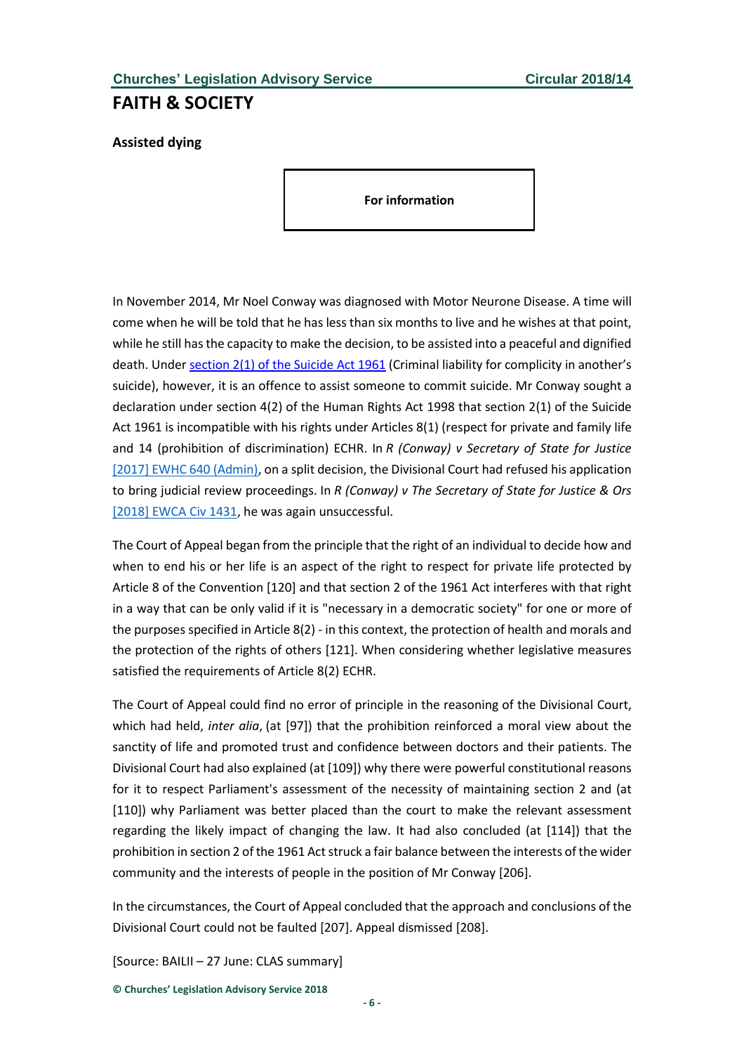# FAITH & SOCIETY

**Assisted dying**

**For information**

In November 2014, Mr Noel Conway was diagnosed with Motor Neurone Disease. A time will come when he will be told that he has less than six months to live and he wishes at that point, while he still has the capacity to make the decision, to be assisted into a peaceful and dignified death. Under section 2(1) of the Suicide Act 1961 (Criminal liability for complicity in another's suicide), however, it is an offence to assist someone to commit suicide. Mr Conway sought a declaration under section 4(2) of the Human Rights Act 1998 that section 2(1) of the Suicide Act 1961 is incompatible with his rights under Articles 8(1) (respect for private and family life and 14 (prohibition of discrimination) ECHR. In *R (Conway) v Secretary of State for Justice* [2017] EWHC 640 (Admin), on a split decision, the Divisional Court had refused his application to bring judicial review proceedings. In *R (Conway) v The Secretary of State for Justice & Ors* [2018] EWCA Civ 1431, he was again unsuccessful.

The Court of Appeal began from the principle that the right of an individual to decide how and when to end his or her life is an aspect of the right to respect for private life protected by Article 8 of the Convention [120] and that section 2 of the 1961 Act interferes with that right in a way that can be only valid if it is "necessary in a democratic society" for one or more of the purposes specified in Article 8(2) - in this context, the protection of health and morals and the protection of the rights of others [121]. When considering whether legislative measures satisfied the requirements of Article 8(2) ECHR.

The Court of Appeal could find no error of principle in the reasoning of the Divisional Court, which had held, *inter alia*, (at [97]) that the prohibition reinforced a moral view about the sanctity of life and promoted trust and confidence between doctors and their patients. The Divisional Court had also explained (at [109]) why there were powerful constitutional reasons for it to respect Parliament's assessment of the necessity of maintaining section 2 and (at [110]) why Parliament was better placed than the court to make the relevant assessment regarding the likely impact of changing the law. It had also concluded (at [114]) that the prohibition in section 2 of the 1961 Act struck a fair balance between the interests of the wider community and the interests of people in the position of Mr Conway [206].

In the circumstances, the Court of Appeal concluded that the approach and conclusions of the Divisional Court could not be faulted [207]. Appeal dismissed [208].

[Source: BAILII – 27 June: CLAS summary]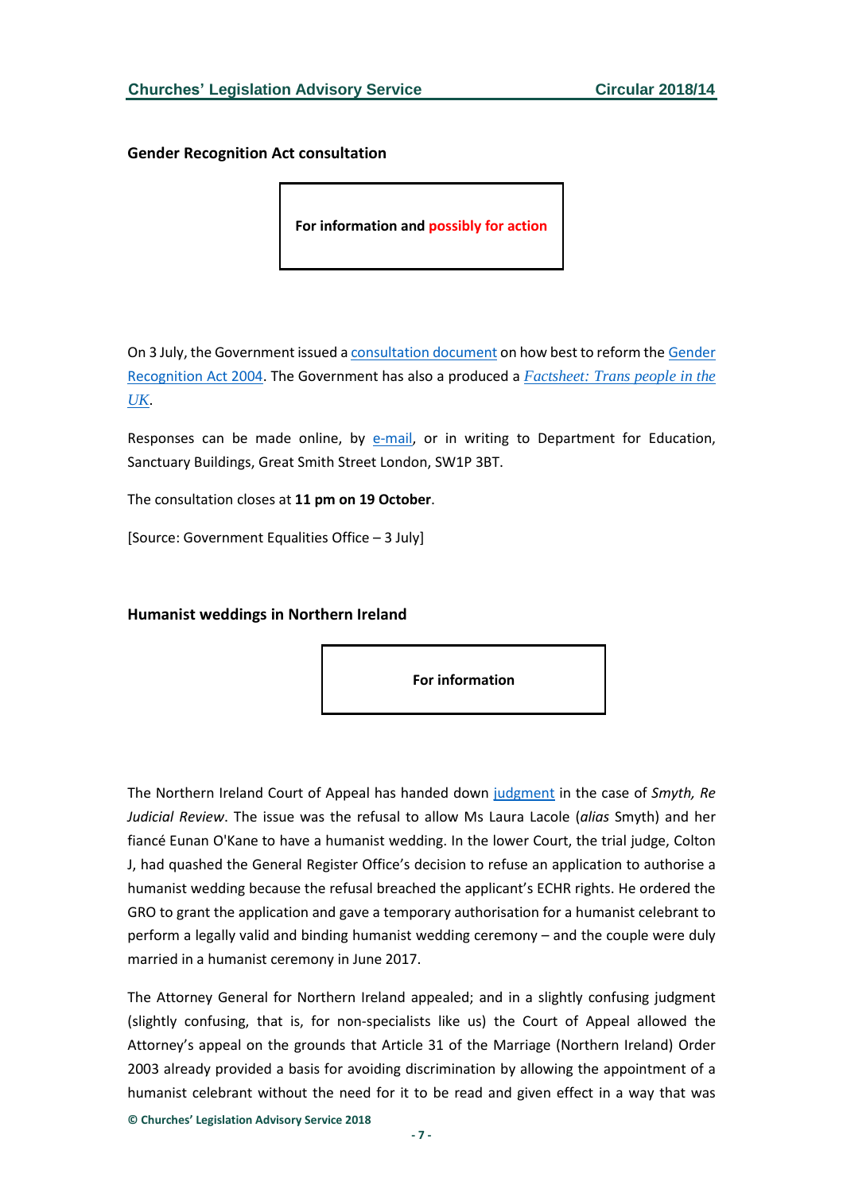### Gender Recognition Act consultation

**For information and possibly for action**

On 3 July, the Government issued a consultation document on how best to reform the Gender Recognition Act 2004. The Government has also a produced a *Factsheet: Trans people in the UK*.

Responses can be made online, by e-mail, or in writing to Department for Education, Sanctuary Buildings, Great Smith Street London, SW1P 3BT.

The consultation closes at **11 pm on 19 October**.

[Source: Government Equalities Office – 3 July]

### Humanist weddings in Northern Ireland

**For information**

The Northern Ireland Court of Appeal has handed down judgment in the case of *Smyth, Re Judicial Review*. The issue was the refusal to allow Ms Laura Lacole (*alias* Smyth) and her fiancé Eunan O'Kane to have a humanist wedding. In the lower Court, the trial judge, Colton J, had quashed the General Register Office's decision to refuse an application to authorise a humanist wedding because the refusal breached the applicant's ECHR rights. He ordered the GRO to grant the application and gave a temporary authorisation for a humanist celebrant to perform a legally valid and binding humanist wedding ceremony – and the couple were duly married in a humanist ceremony in June 2017.

The Attorney General for Northern Ireland appealed; and in a slightly confusing judgment (slightly confusing, that is, for non-specialists like us) the Court of Appeal allowed the Attorney's appeal on the grounds that Article 31 of the Marriage (Northern Ireland) Order 2003 already provided a basis for avoiding discrimination by allowing the appointment of a humanist celebrant without the need for it to be read and given effect in a way that was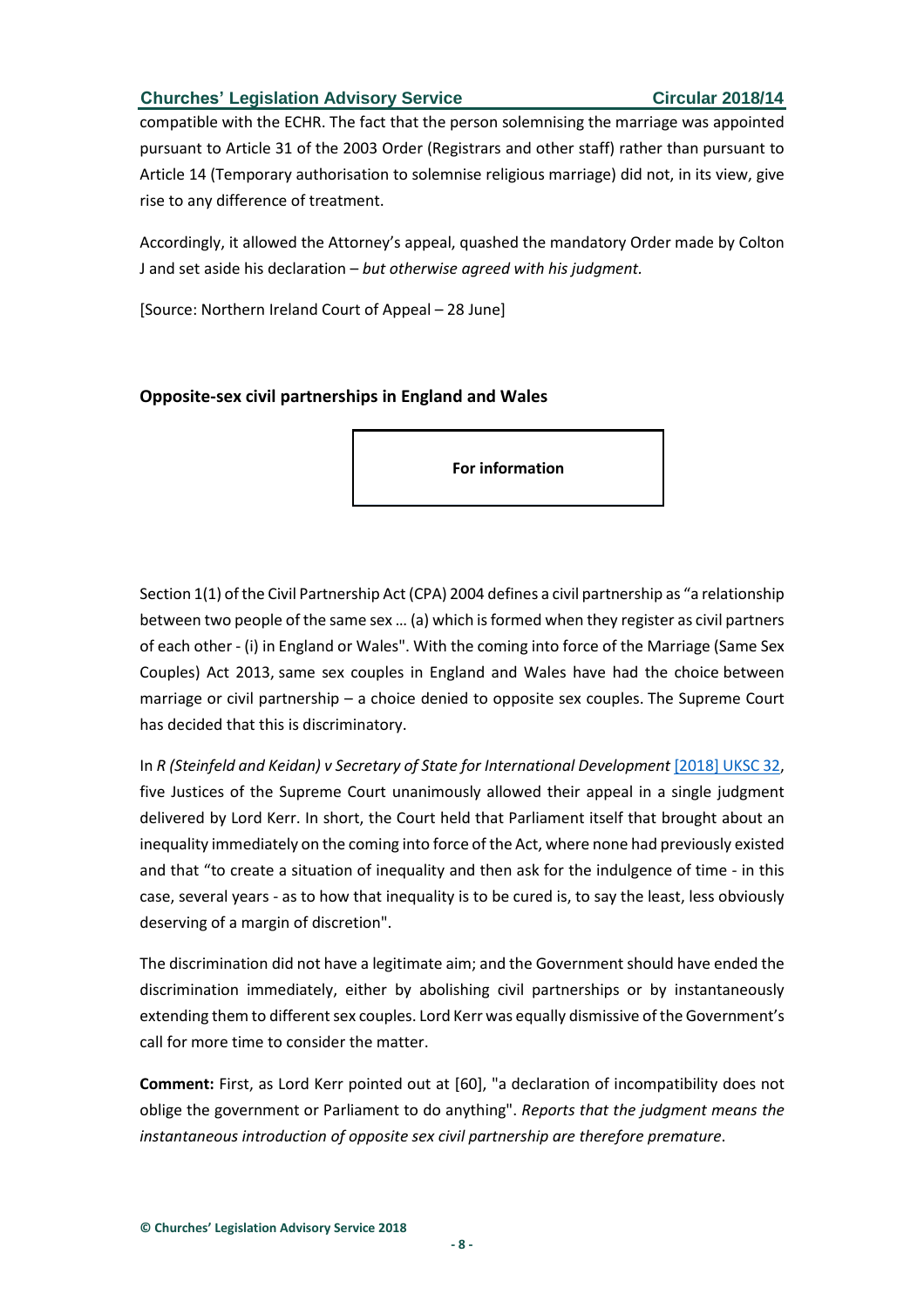compatible with the ECHR. The fact that the person solemnising the marriage was appointed pursuant to Article 31 of the 2003 Order (Registrars and other staff) rather than pursuant to Article 14 (Temporary authorisation to solemnise religious marriage) did not, in its view, give rise to any difference of treatment.

Accordingly, it allowed the Attorney's appeal, quashed the mandatory Order made by Colton J and set aside his declaration – *but otherwise agreed with his judgment.*

[Source: Northern Ireland Court of Appeal – 28 June]

### Opposite-sex civil partnerships in England and Wales

**For information**

Section 1(1) of the Civil Partnership Act (CPA) 2004 defines a civil partnership as "a relationship between two people of the same sex … (a) which is formed when they register as civil partners of each other - (i) in England or Wales". With the coming into force of the Marriage (Same Sex Couples) Act 2013, same sex couples in England and Wales have had the choice between marriage or civil partnership – a choice denied to opposite sex couples. The Supreme Court has decided that this is discriminatory.

In *R (Steinfeld and Keidan) v Secretary of State for International Development* [2018] UKSC 32, five Justices of the Supreme Court unanimously allowed their appeal in a single judgment delivered by Lord Kerr. In short, the Court held that Parliament itself that brought about an inequality immediately on the coming into force of the Act, where none had previously existed and that "to create a situation of inequality and then ask for the indulgence of time - in this case, several years - as to how that inequality is to be cured is, to say the least, less obviously deserving of a margin of discretion".

The discrimination did not have a legitimate aim; and the Government should have ended the discrimination immediately, either by abolishing civil partnerships or by instantaneously extending them to different sex couples. Lord Kerr was equally dismissive of the Government's call for more time to consider the matter.

**Comment:** First, as Lord Kerr pointed out at [60], "a declaration of incompatibility does not oblige the government or Parliament to do anything". *Reports that the judgment means the instantaneous introduction of opposite sex civil partnership are therefore premature*.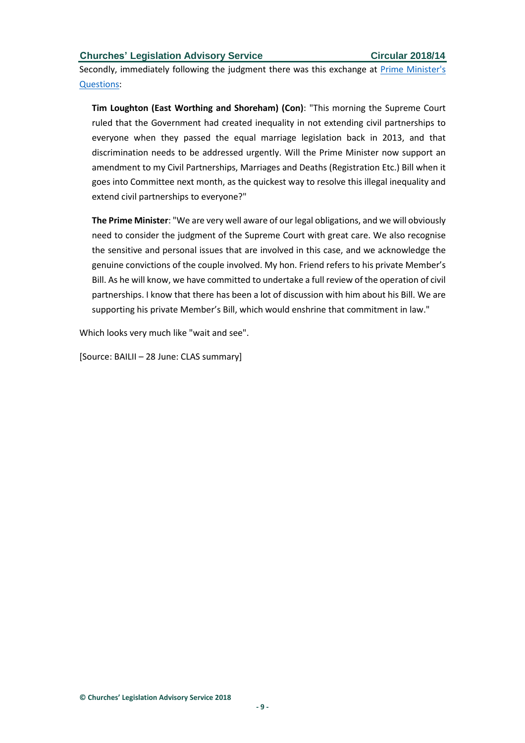Secondly, immediately following the judgment there was this exchange at [Prime Minister's Questions](#):

> **Tim Loughton (East Worthing and Shoreham) (Con)**: "This morning the Supreme Court ruled that the Government had created inequality in not extending civil partnerships to everyone when they passed the equal marriage legislation back in 2013, and that discrimination needs to be addressed urgently. Will the Prime Minister now support an amendment to my Civil Partnerships, Marriages and Deaths (Registration Etc.) Bill when it goes into Committee next month, as the quickest way to resolve this illegal inequality and extend civil partnerships to everyone?"
>
> **The Prime Minister**: "We are very well aware of our legal obligations, and we will obviously need to consider the judgment of the Supreme Court with great care. We also recognise the sensitive and personal issues that are involved in this case, and we acknowledge the genuine convictions of the couple involved. My hon. Friend refers to his private Member's Bill. As he will know, we have committed to undertake a full review of the operation of civil partnerships. I know that there has been a lot of discussion with him about his Bill. We are supporting his private Member's Bill, which would enshrine that commitment in law."

Which looks very much like "wait and see".

[Source: BAILII – 28 June: CLAS summary]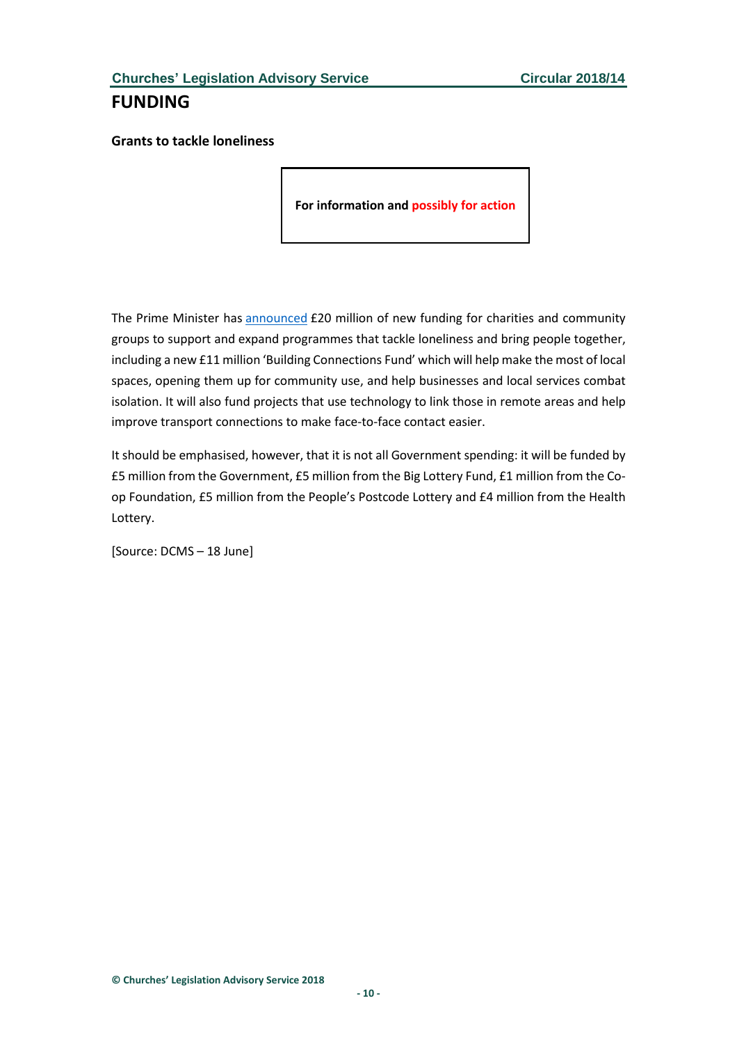# FUNDING

### Grants to tackle loneliness

**For information and possibly for action**

The Prime Minister has announced £20 million of new funding for charities and community groups to support and expand programmes that tackle loneliness and bring people together, including a new £11 million 'Building Connections Fund' which will help make the most of local spaces, opening them up for community use, and help businesses and local services combat isolation. It will also fund projects that use technology to link those in remote areas and help improve transport connections to make face-to-face contact easier.

It should be emphasised, however, that it is not all Government spending: it will be funded by £5 million from the Government, £5 million from the Big Lottery Fund, £1 million from the Co-op Foundation, £5 million from the People's Postcode Lottery and £4 million from the Health Lottery.

[Source: DCMS – 18 June]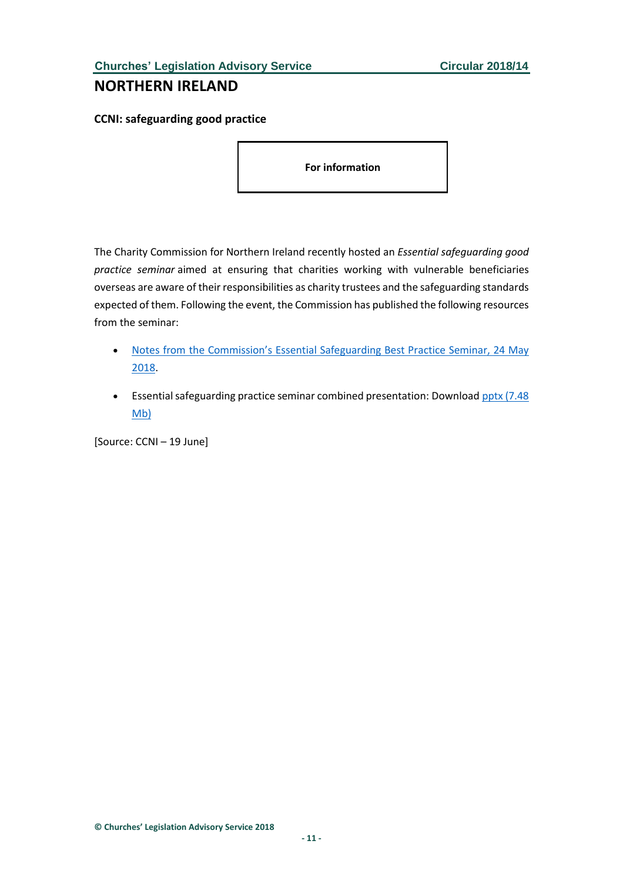## NORTHERN IRELAND

### CCNI: safeguarding good practice

**For information**

The Charity Commission for Northern Ireland recently hosted an *Essential safeguarding good practice seminar* aimed at ensuring that charities working with vulnerable beneficiaries overseas are aware of their responsibilities as charity trustees and the safeguarding standards expected of them. Following the event, the Commission has published the following resources from the seminar:

- Notes from the Commission's Essential Safeguarding Best Practice Seminar, 24 May 2018.
- Essential safeguarding practice seminar combined presentation: Download pptx (7.48 Mb)

[Source: CCNI – 19 June]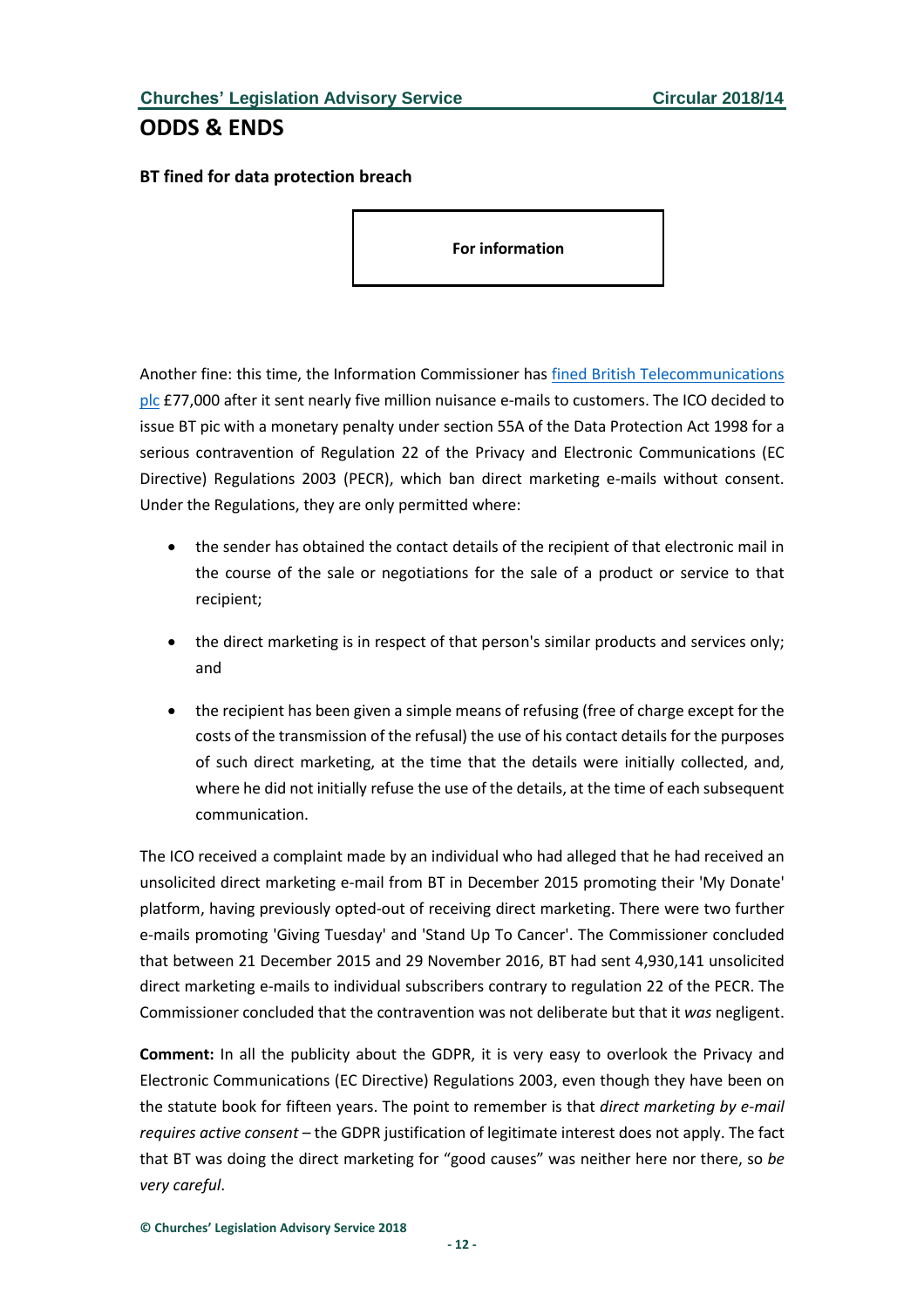# ODDS & ENDS

**BT fined for data protection breach**

**For information**

Another fine: this time, the Information Commissioner has [fined British Telecommunications plc]() £77,000 after it sent nearly five million nuisance e-mails to customers. The ICO decided to issue BT pic with a monetary penalty under section 55A of the Data Protection Act 1998 for a serious contravention of Regulation 22 of the Privacy and Electronic Communications (EC Directive) Regulations 2003 (PECR), which ban direct marketing e-mails without consent. Under the Regulations, they are only permitted where:

- the sender has obtained the contact details of the recipient of that electronic mail in the course of the sale or negotiations for the sale of a product or service to that recipient;
- the direct marketing is in respect of that person's similar products and services only; and
- the recipient has been given a simple means of refusing (free of charge except for the costs of the transmission of the refusal) the use of his contact details for the purposes of such direct marketing, at the time that the details were initially collected, and, where he did not initially refuse the use of the details, at the time of each subsequent communication.

The ICO received a complaint made by an individual who had alleged that he had received an unsolicited direct marketing e-mail from BT in December 2015 promoting their 'My Donate' platform, having previously opted-out of receiving direct marketing. There were two further e-mails promoting 'Giving Tuesday' and 'Stand Up To Cancer'. The Commissioner concluded that between 21 December 2015 and 29 November 2016, BT had sent 4,930,141 unsolicited direct marketing e-mails to individual subscribers contrary to regulation 22 of the PECR. The Commissioner concluded that the contravention was not deliberate but that it *was* negligent.

**Comment:** In all the publicity about the GDPR, it is very easy to overlook the Privacy and Electronic Communications (EC Directive) Regulations 2003, even though they have been on the statute book for fifteen years. The point to remember is that *direct marketing by e-mail requires active consent* – the GDPR justification of legitimate interest does not apply. The fact that BT was doing the direct marketing for "good causes" was neither here nor there, so *be very careful*.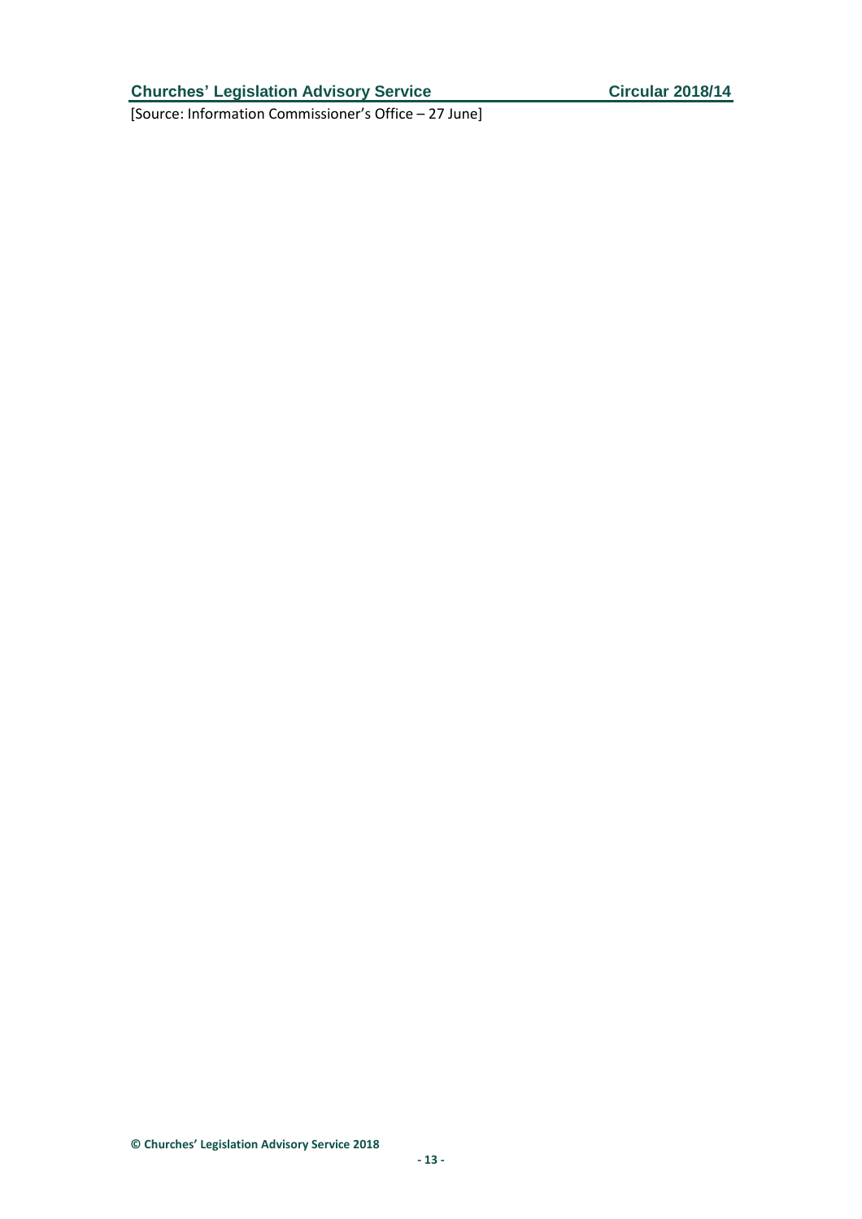[Source: Information Commissioner's Office – 27 June]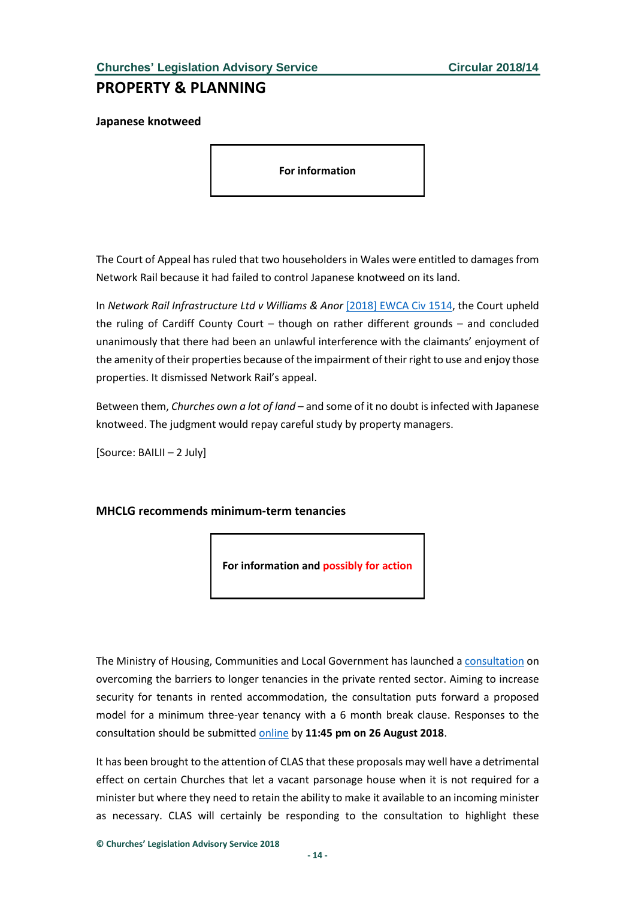# PROPERTY & PLANNING

### Japanese knotweed

**For information**

The Court of Appeal has ruled that two householders in Wales were entitled to damages from Network Rail because it had failed to control Japanese knotweed on its land.

In *Network Rail Infrastructure Ltd v Williams & Anor* [2018] EWCA Civ 1514, the Court upheld the ruling of Cardiff County Court – though on rather different grounds – and concluded unanimously that there had been an unlawful interference with the claimants' enjoyment of the amenity of their properties because of the impairment of their right to use and enjoy those properties. It dismissed Network Rail's appeal.

Between them, *Churches own a lot of land* – and some of it no doubt is infected with Japanese knotweed. The judgment would repay careful study by property managers.

[Source: BAILII – 2 July]

### MHCLG recommends minimum-term tenancies

**For information and possibly for action**

The Ministry of Housing, Communities and Local Government has launched a consultation on overcoming the barriers to longer tenancies in the private rented sector. Aiming to increase security for tenants in rented accommodation, the consultation puts forward a proposed model for a minimum three-year tenancy with a 6 month break clause. Responses to the consultation should be submitted online by **11:45 pm on 26 August 2018**.

It has been brought to the attention of CLAS that these proposals may well have a detrimental effect on certain Churches that let a vacant parsonage house when it is not required for a minister but where they need to retain the ability to make it available to an incoming minister as necessary. CLAS will certainly be responding to the consultation to highlight these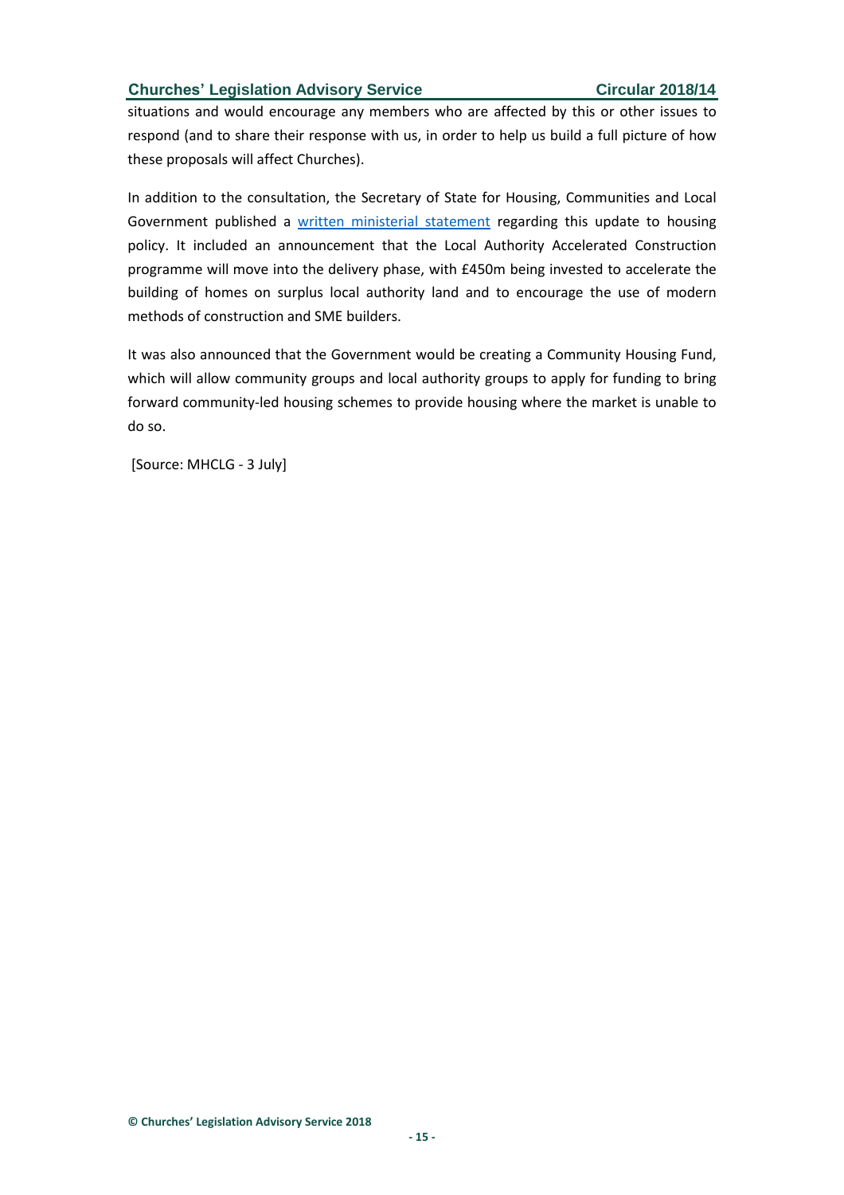situations and would encourage any members who are affected by this or other issues to respond (and to share their response with us, in order to help us build a full picture of how these proposals will affect Churches).

In addition to the consultation, the Secretary of State for Housing, Communities and Local Government published a written ministerial statement regarding this update to housing policy. It included an announcement that the Local Authority Accelerated Construction programme will move into the delivery phase, with £450m being invested to accelerate the building of homes on surplus local authority land and to encourage the use of modern methods of construction and SME builders.

It was also announced that the Government would be creating a Community Housing Fund, which will allow community groups and local authority groups to apply for funding to bring forward community-led housing schemes to provide housing where the market is unable to do so.

[Source: MHCLG - 3 July]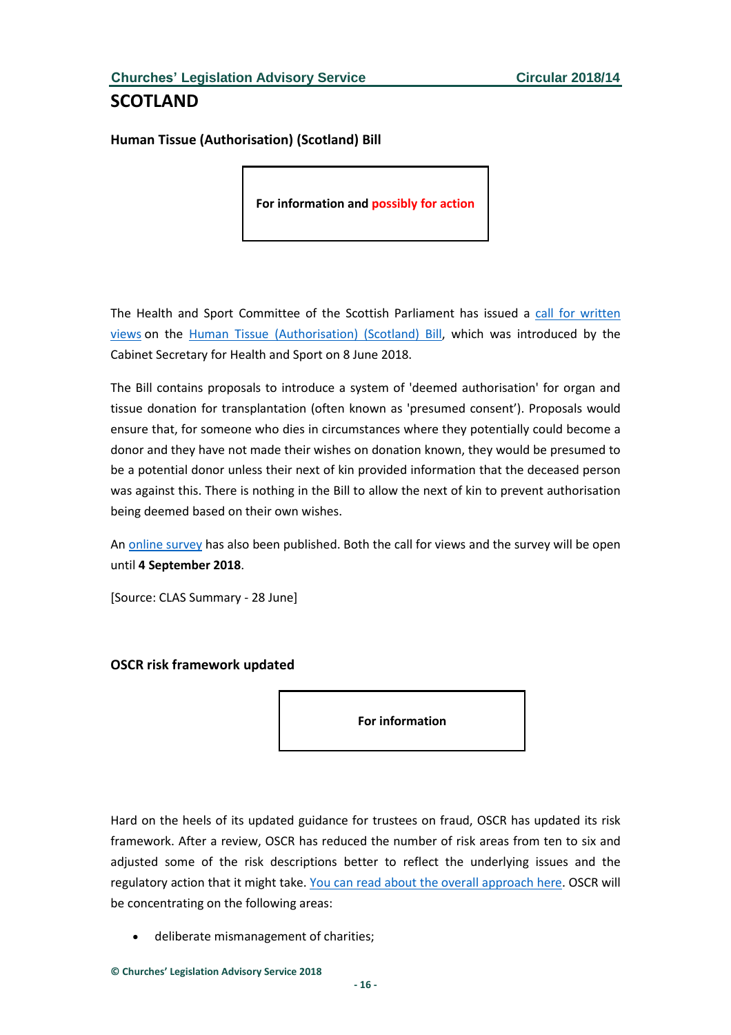# SCOTLAND

### Human Tissue (Authorisation) (Scotland) Bill

**For information and possibly for action**

The Health and Sport Committee of the Scottish Parliament has issued a call for written views on the Human Tissue (Authorisation) (Scotland) Bill, which was introduced by the Cabinet Secretary for Health and Sport on 8 June 2018.

The Bill contains proposals to introduce a system of 'deemed authorisation' for organ and tissue donation for transplantation (often known as 'presumed consent'). Proposals would ensure that, for someone who dies in circumstances where they potentially could become a donor and they have not made their wishes on donation known, they would be presumed to be a potential donor unless their next of kin provided information that the deceased person was against this. There is nothing in the Bill to allow the next of kin to prevent authorisation being deemed based on their own wishes.

An online survey has also been published. Both the call for views and the survey will be open until **4 September 2018**.

[Source: CLAS Summary - 28 June]

### OSCR risk framework updated

**For information**

Hard on the heels of its updated guidance for trustees on fraud, OSCR has updated its risk framework. After a review, OSCR has reduced the number of risk areas from ten to six and adjusted some of the risk descriptions better to reflect the underlying issues and the regulatory action that it might take. You can read about the overall approach here. OSCR will be concentrating on the following areas:

- deliberate mismanagement of charities;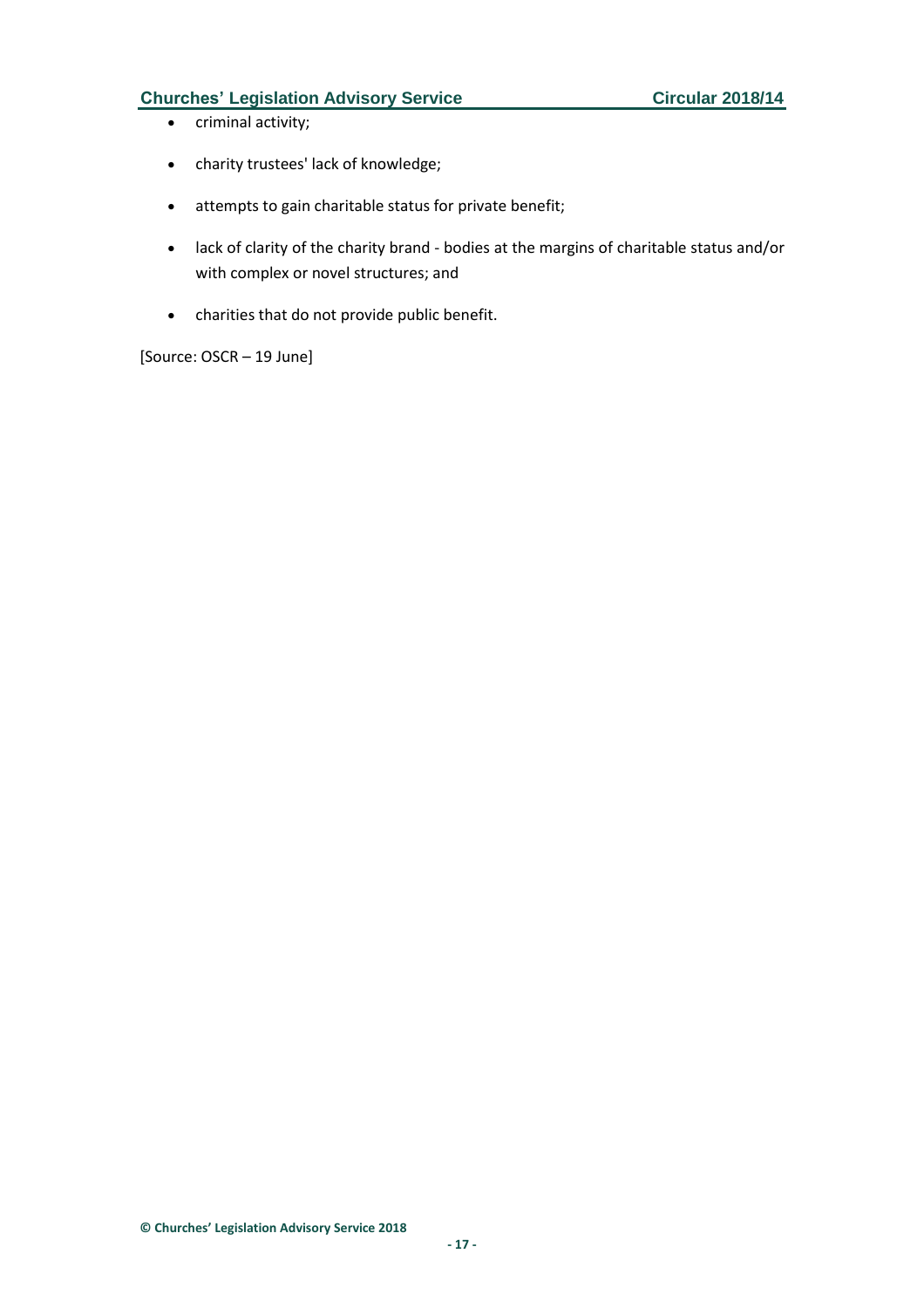- criminal activity;
- charity trustees' lack of knowledge;
- attempts to gain charitable status for private benefit;
- lack of clarity of the charity brand - bodies at the margins of charitable status and/or with complex or novel structures; and
- charities that do not provide public benefit.

[Source: OSCR – 19 June]